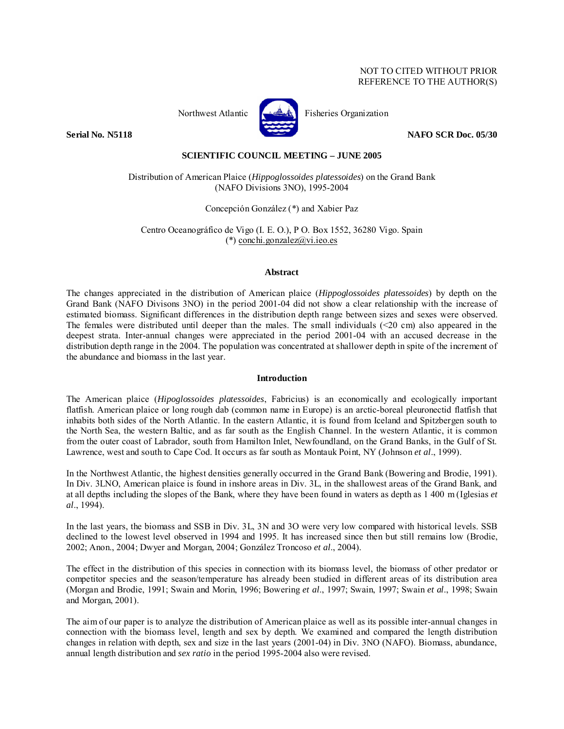NOT TO CITED WITHOUT PRIOR
REFERENCE TO THE AUTHOR(S)

Northwest Atlantic Fisheries Organization

**Serial No. N5118** **NAFO SCR Doc. 05/30**

**SCIENTIFIC COUNCIL MEETING – JUNE 2005**

Distribution of American Plaice (*Hippoglossoides platessoides*) on the Grand Bank (NAFO Divisions 3NO), 1995-2004

Concepción González (*) and Xabier Paz

Centro Oceanográfico de Vigo (I. E. O.), P O. Box 1552, 36280 Vigo. Spain
(*) conchi.gonzalez@vi.ieo.es

## Abstract

The changes appreciated in the distribution of American plaice (*Hippoglossoides platessoides*) by depth on the Grand Bank (NAFO Divisions 3NO) in the period 2001-04 did not show a clear relationship with the increase of estimated biomass. Significant differences in the distribution depth range between sizes and sexes were observed. The females were distributed until deeper than the males. The small individuals (<20 cm) also appeared in the deepest strata. Inter-annual changes were appreciated in the period 2001-04 with an accused decrease in the distribution depth range in the 2004. The population was concentrated at shallower depth in spite of the increment of the abundance and biomass in the last year.

## Introduction

The American plaice (*Hipoglossoides platessoides*, Fabricius) is an economically and ecologically important flatfish. American plaice or long rough dab (common name in Europe) is an arctic-boreal pleuronectid flatfish that inhabits both sides of the North Atlantic. In the eastern Atlantic, it is found from Iceland and Spitzbergen south to the North Sea, the western Baltic, and as far south as the English Channel. In the western Atlantic, it is common from the outer coast of Labrador, south from Hamilton Inlet, Newfoundland, on the Grand Banks, in the Gulf of St. Lawrence, west and south to Cape Cod. It occurs as far south as Montauk Point, NY (Johnson *et al*., 1999).

In the Northwest Atlantic, the highest densities generally occurred in the Grand Bank (Bowering and Brodie, 1991). In Div. 3LNO, American plaice is found in inshore areas in Div. 3L, in the shallowest areas of the Grand Bank, and at all depths including the slopes of the Bank, where they have been found in waters as depth as 1 400 m (Iglesias *et al*., 1994).

In the last years, the biomass and SSB in Div. 3L, 3N and 3O were very low compared with historical levels. SSB declined to the lowest level observed in 1994 and 1995. It has increased since then but still remains low (Brodie, 2002; Anon., 2004; Dwyer and Morgan, 2004; González Troncoso *et al*., 2004).

The effect in the distribution of this species in connection with its biomass level, the biomass of other predator or competitor species and the season/temperature has already been studied in different areas of its distribution area (Morgan and Brodie, 1991; Swain and Morin, 1996; Bowering *et al*., 1997; Swain, 1997; Swain *et al*., 1998; Swain and Morgan, 2001).

The aim of our paper is to analyze the distribution of American plaice as well as its possible inter-annual changes in connection with the biomass level, length and sex by depth. We examined and compared the length distribution changes in relation with depth, sex and size in the last years (2001-04) in Div. 3NO (NAFO). Biomass, abundance, annual length distribution and *sex ratio* in the period 1995-2004 also were revised.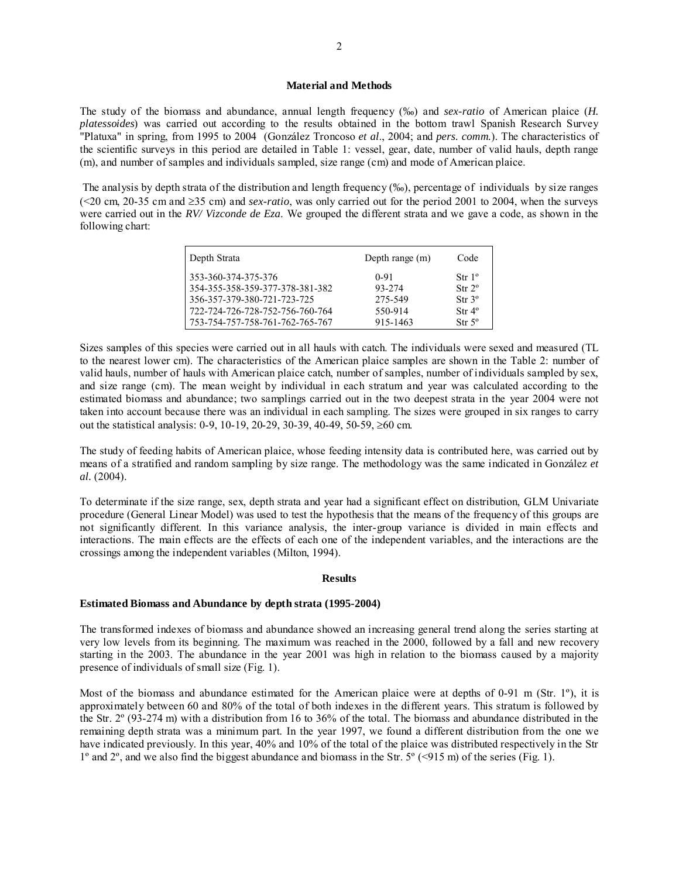### Material and Methods

The study of the biomass and abundance, annual length frequency (‰) and *sex-ratio* of American plaice (*H. platessoides*) was carried out according to the results obtained in the bottom trawl Spanish Research Survey "Platuxa" in spring, from 1995 to 2004 (González Troncoso *et al*., 2004; and *pers. comm.*). The characteristics of the scientific surveys in this period are detailed in Table 1: vessel, gear, date, number of valid hauls, depth range (m), and number of samples and individuals sampled, size range (cm) and mode of American plaice.

The analysis by depth strata of the distribution and length frequency (‰), percentage of individuals by size ranges (<20 cm, 20-35 cm and ≥35 cm) and *sex-ratio*, was only carried out for the period 2001 to 2004, when the surveys were carried out in the *RV/ Vizconde de Eza*. We grouped the different strata and we gave a code, as shown in the following chart:

| Depth Strata | Depth range (m) | Code |
|---|---|---|
| 353-360-374-375-376 | 0-91 | Str 1º |
| 354-355-358-359-377-378-381-382 | 93-274 | Str 2º |
| 356-357-379-380-721-723-725 | 275-549 | Str 3º |
| 722-724-726-728-752-756-760-764 | 550-914 | Str 4º |
| 753-754-757-758-761-762-765-767 | 915-1463 | Str 5º |

Sizes samples of this species were carried out in all hauls with catch. The individuals were sexed and measured (TL to the nearest lower cm). The characteristics of the American plaice samples are shown in the Table 2: number of valid hauls, number of hauls with American plaice catch, number of samples, number of individuals sampled by sex, and size range (cm). The mean weight by individual in each stratum and year was calculated according to the estimated biomass and abundance; two samplings carried out in the two deepest strata in the year 2004 were not taken into account because there was an individual in each sampling. The sizes were grouped in six ranges to carry out the statistical analysis: 0-9, 10-19, 20-29, 30-39, 40-49, 50-59, ≥60 cm.

The study of feeding habits of American plaice, whose feeding intensity data is contributed here, was carried out by means of a stratified and random sampling by size range. The methodology was the same indicated in González *et al*. (2004).

To determinate if the size range, sex, depth strata and year had a significant effect on distribution, GLM Univariate procedure (General Linear Model) was used to test the hypothesis that the means of the frequency of this groups are not significantly different. In this variance analysis, the inter-group variance is divided in main effects and interactions. The main effects are the effects of each one of the independent variables, and the interactions are the crossings among the independent variables (Milton, 1994).

### Results

#### Estimated Biomass and Abundance by depth strata (1995-2004)

The transformed indexes of biomass and abundance showed an increasing general trend along the series starting at very low levels from its beginning. The maximum was reached in the 2000, followed by a fall and new recovery starting in the 2003. The abundance in the year 2001 was high in relation to the biomass caused by a majority presence of individuals of small size (Fig. 1).

Most of the biomass and abundance estimated for the American plaice were at depths of 0-91 m (Str. 1º), it is approximately between 60 and 80% of the total of both indexes in the different years. This stratum is followed by the Str. 2º (93-274 m) with a distribution from 16 to 36% of the total. The biomass and abundance distributed in the remaining depth strata was a minimum part. In the year 1997, we found a different distribution from the one we have indicated previously. In this year, 40% and 10% of the total of the plaice was distributed respectively in the Str 1º and 2º, and we also find the biggest abundance and biomass in the Str. 5º (<915 m) of the series (Fig. 1).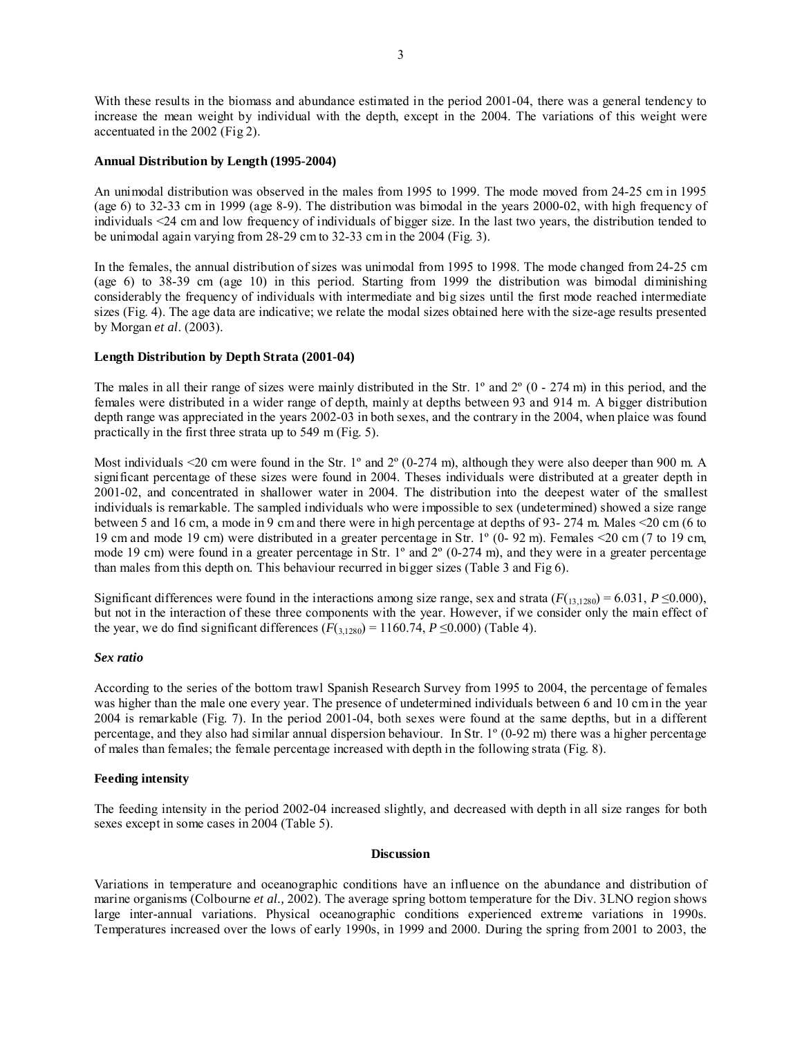With these results in the biomass and abundance estimated in the period 2001-04, there was a general tendency to increase the mean weight by individual with the depth, except in the 2004. The variations of this weight were accentuated in the 2002 (Fig 2).

**Annual Distribution by Length (1995-2004)**

An unimodal distribution was observed in the males from 1995 to 1999. The mode moved from 24-25 cm in 1995 (age 6) to 32-33 cm in 1999 (age 8-9). The distribution was bimodal in the years 2000-02, with high frequency of individuals <24 cm and low frequency of individuals of bigger size. In the last two years, the distribution tended to be unimodal again varying from 28-29 cm to 32-33 cm in the 2004 (Fig. 3).

In the females, the annual distribution of sizes was unimodal from 1995 to 1998. The mode changed from 24-25 cm (age 6) to 38-39 cm (age 10) in this period. Starting from 1999 the distribution was bimodal diminishing considerably the frequency of individuals with intermediate and big sizes until the first mode reached intermediate sizes (Fig. 4). The age data are indicative; we relate the modal sizes obtained here with the size-age results presented by Morgan *et al*. (2003).

**Length Distribution by Depth Strata (2001-04)**

The males in all their range of sizes were mainly distributed in the Str. 1º and 2º (0 - 274 m) in this period, and the females were distributed in a wider range of depth, mainly at depths between 93 and 914 m. A bigger distribution depth range was appreciated in the years 2002-03 in both sexes, and the contrary in the 2004, when plaice was found practically in the first three strata up to 549 m (Fig. 5).

Most individuals <20 cm were found in the Str. 1º and 2º (0-274 m), although they were also deeper than 900 m. A significant percentage of these sizes were found in 2004. Theses individuals were distributed at a greater depth in 2001-02, and concentrated in shallower water in 2004. The distribution into the deepest water of the smallest individuals is remarkable. The sampled individuals who were impossible to sex (undetermined) showed a size range between 5 and 16 cm, a mode in 9 cm and there were in high percentage at depths of 93- 274 m. Males <20 cm (6 to 19 cm and mode 19 cm) were distributed in a greater percentage in Str. 1º (0- 92 m). Females <20 cm (7 to 19 cm, mode 19 cm) were found in a greater percentage in Str. 1º and 2º (0-274 m), and they were in a greater percentage than males from this depth on. This behaviour recurred in bigger sizes (Table 3 and Fig 6).

Significant differences were found in the interactions among size range, sex and strata ($F_{(13,1280)} = 6.031$, $P \leq 0.000$), but not in the interaction of these three components with the year. However, if we consider only the main effect of the year, we do find significant differences ($F_{(3,1280)} = 1160.74$, $P \leq 0.000$) (Table 4).

### *Sex ratio*

According to the series of the bottom trawl Spanish Research Survey from 1995 to 2004, the percentage of females was higher than the male one every year. The presence of undetermined individuals between 6 and 10 cm in the year 2004 is remarkable (Fig. 7). In the period 2001-04, both sexes were found at the same depths, but in a different percentage, and they also had similar annual dispersion behaviour. In Str. 1º (0-92 m) there was a higher percentage of males than females; the female percentage increased with depth in the following strata (Fig. 8).

**Feeding intensity**

The feeding intensity in the period 2002-04 increased slightly, and decreased with depth in all size ranges for both sexes except in some cases in 2004 (Table 5).

## Discussion

Variations in temperature and oceanographic conditions have an influence on the abundance and distribution of marine organisms (Colbourne *et al.,* 2002). The average spring bottom temperature for the Div. 3LNO region shows large inter-annual variations. Physical oceanographic conditions experienced extreme variations in 1990s. Temperatures increased over the lows of early 1990s, in 1999 and 2000. During the spring from 2001 to 2003, the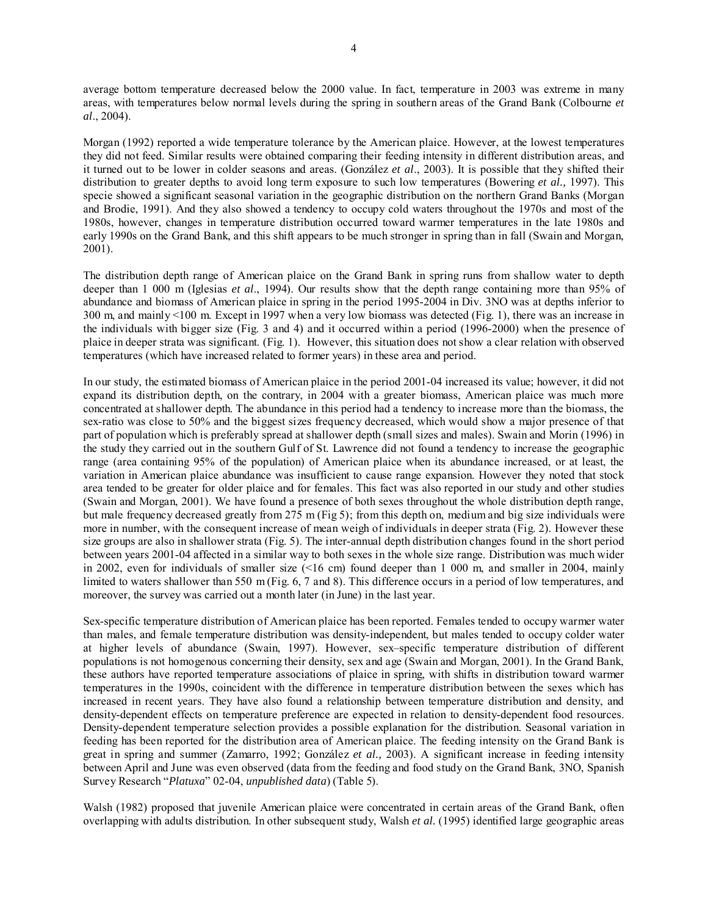average bottom temperature decreased below the 2000 value. In fact, temperature in 2003 was extreme in many areas, with temperatures below normal levels during the spring in southern areas of the Grand Bank (Colbourne *et al*., 2004).

Morgan (1992) reported a wide temperature tolerance by the American plaice. However, at the lowest temperatures they did not feed. Similar results were obtained comparing their feeding intensity in different distribution areas, and it turned out to be lower in colder seasons and areas. (González *et al*., 2003). It is possible that they shifted their distribution to greater depths to avoid long term exposure to such low temperatures (Bowering *et al.,* 1997). This specie showed a significant seasonal variation in the geographic distribution on the northern Grand Banks (Morgan and Brodie, 1991). And they also showed a tendency to occupy cold waters throughout the 1970s and most of the 1980s, however, changes in temperature distribution occurred toward warmer temperatures in the late 1980s and early 1990s on the Grand Bank, and this shift appears to be much stronger in spring than in fall (Swain and Morgan, 2001).

The distribution depth range of American plaice on the Grand Bank in spring runs from shallow water to depth deeper than 1 000 m (Iglesias *et al*., 1994). Our results show that the depth range containing more than 95% of abundance and biomass of American plaice in spring in the period 1995-2004 in Div. 3NO was at depths inferior to 300 m, and mainly <100 m. Except in 1997 when a very low biomass was detected (Fig. 1), there was an increase in the individuals with bigger size (Fig. 3 and 4) and it occurred within a period (1996-2000) when the presence of plaice in deeper strata was significant. (Fig. 1). However, this situation does not show a clear relation with observed temperatures (which have increased related to former years) in these area and period.

In our study, the estimated biomass of American plaice in the period 2001-04 increased its value; however, it did not expand its distribution depth, on the contrary, in 2004 with a greater biomass, American plaice was much more concentrated at shallower depth. The abundance in this period had a tendency to increase more than the biomass, the sex-ratio was close to 50% and the biggest sizes frequency decreased, which would show a major presence of that part of population which is preferably spread at shallower depth (small sizes and males). Swain and Morin (1996) in the study they carried out in the southern Gulf of St. Lawrence did not found a tendency to increase the geographic range (area containing 95% of the population) of American plaice when its abundance increased, or at least, the variation in American plaice abundance was insufficient to cause range expansion. However they noted that stock area tended to be greater for older plaice and for females. This fact was also reported in our study and other studies (Swain and Morgan, 2001). We have found a presence of both sexes throughout the whole distribution depth range, but male frequency decreased greatly from 275 m (Fig 5); from this depth on, medium and big size individuals were more in number, with the consequent increase of mean weigh of individuals in deeper strata (Fig. 2). However these size groups are also in shallower strata (Fig. 5). The inter-annual depth distribution changes found in the short period between years 2001-04 affected in a similar way to both sexes in the whole size range. Distribution was much wider in 2002, even for individuals of smaller size (<16 cm) found deeper than 1 000 m, and smaller in 2004, mainly limited to waters shallower than 550 m (Fig. 6, 7 and 8). This difference occurs in a period of low temperatures, and moreover, the survey was carried out a month later (in June) in the last year.

Sex-specific temperature distribution of American plaice has been reported. Females tended to occupy warmer water than males, and female temperature distribution was density-independent, but males tended to occupy colder water at higher levels of abundance (Swain, 1997). However, sex–specific temperature distribution of different populations is not homogenous concerning their density, sex and age (Swain and Morgan, 2001). In the Grand Bank, these authors have reported temperature associations of plaice in spring, with shifts in distribution toward warmer temperatures in the 1990s, coincident with the difference in temperature distribution between the sexes which has increased in recent years. They have also found a relationship between temperature distribution and density, and density-dependent effects on temperature preference are expected in relation to density-dependent food resources. Density-dependent temperature selection provides a possible explanation for the distribution. Seasonal variation in feeding has been reported for the distribution area of American plaice. The feeding intensity on the Grand Bank is great in spring and summer (Zamarro, 1992; González *et al.,* 2003). A significant increase in feeding intensity between April and June was even observed (data from the feeding and food study on the Grand Bank, 3NO, Spanish Survey Research "*Platuxa*" 02-04, *unpublished data*) (Table 5).

Walsh (1982) proposed that juvenile American plaice were concentrated in certain areas of the Grand Bank, often overlapping with adults distribution. In other subsequent study, Walsh *et al.* (1995) identified large geographic areas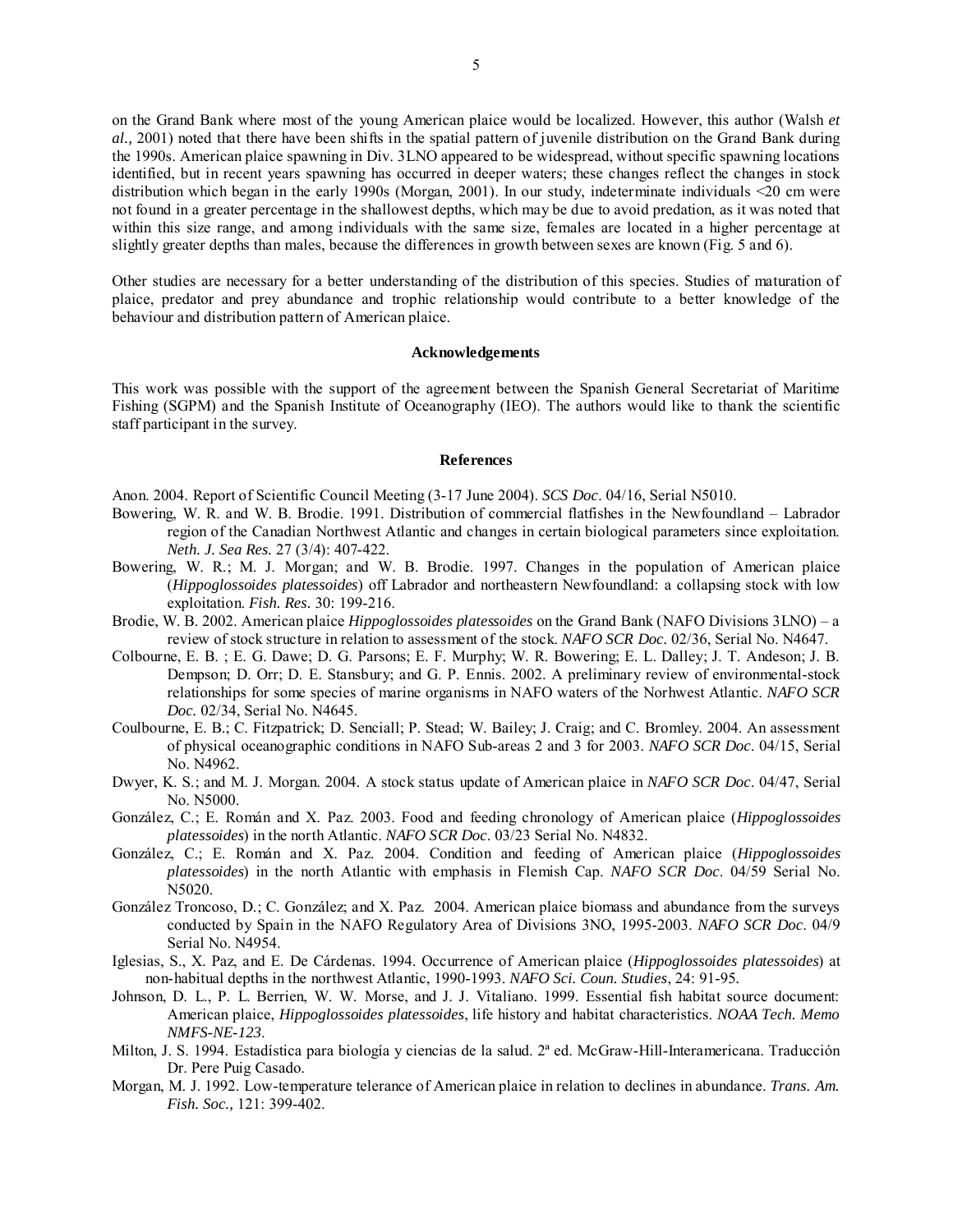on the Grand Bank where most of the young American plaice would be localized. However, this author (Walsh *et al.,* 2001) noted that there have been shifts in the spatial pattern of juvenile distribution on the Grand Bank during the 1990s. American plaice spawning in Div. 3LNO appeared to be widespread, without specific spawning locations identified, but in recent years spawning has occurred in deeper waters; these changes reflect the changes in stock distribution which began in the early 1990s (Morgan, 2001). In our study, indeterminate individuals <20 cm were not found in a greater percentage in the shallowest depths, which may be due to avoid predation, as it was noted that within this size range, and among individuals with the same size, females are located in a higher percentage at slightly greater depths than males, because the differences in growth between sexes are known (Fig. 5 and 6).

Other studies are necessary for a better understanding of the distribution of this species. Studies of maturation of plaice, predator and prey abundance and trophic relationship would contribute to a better knowledge of the behaviour and distribution pattern of American plaice.

## Acknowledgements

This work was possible with the support of the agreement between the Spanish General Secretariat of Maritime Fishing (SGPM) and the Spanish Institute of Oceanography (IEO). The authors would like to thank the scientific staff participant in the survey.

## References

Anon. 2004. Report of Scientific Council Meeting (3-17 June 2004). *SCS Doc*. 04/16, Serial N5010.

Bowering, W. R. and W. B. Brodie. 1991. Distribution of commercial flatfishes in the Newfoundland – Labrador region of the Canadian Northwest Atlantic and changes in certain biological parameters since exploitation. *Neth. J. Sea Res.* 27 (3/4): 407-422.

Bowering, W. R.; M. J. Morgan; and W. B. Brodie. 1997. Changes in the population of American plaice (*Hippoglossoides platessoides*) off Labrador and northeastern Newfoundland: a collapsing stock with low exploitation. *Fish. Res.* 30: 199-216.

Brodie, W. B. 2002. American plaice *Hippoglossoides platessoides* on the Grand Bank (NAFO Divisions 3LNO) – a review of stock structure in relation to assessment of the stock. *NAFO SCR Doc.* 02/36, Serial No. N4647.

Colbourne, E. B. ; E. G. Dawe; D. G. Parsons; E. F. Murphy; W. R. Bowering; E. L. Dalley; J. T. Andeson; J. B. Dempson; D. Orr; D. E. Stansbury; and G. P. Ennis. 2002. A preliminary review of environmental-stock relationships for some species of marine organisms in NAFO waters of the Norhwest Atlantic. *NAFO SCR Doc.* 02/34, Serial No. N4645.

Coulbourne, E. B.; C. Fitzpatrick; D. Senciall; P. Stead; W. Bailey; J. Craig; and C. Bromley. 2004. An assessment of physical oceanographic conditions in NAFO Sub-areas 2 and 3 for 2003. *NAFO SCR Doc*. 04/15, Serial No. N4962.

Dwyer, K. S.; and M. J. Morgan. 2004. A stock status update of American plaice in *NAFO SCR Doc*. 04/47, Serial No. N5000.

González, C.; E. Román and X. Paz. 2003. Food and feeding chronology of American plaice (*Hippoglossoides platessoides*) in the north Atlantic. *NAFO SCR Doc*. 03/23 Serial No. N4832.

González, C.; E. Román and X. Paz. 2004. Condition and feeding of American plaice (*Hippoglossoides platessoides*) in the north Atlantic with emphasis in Flemish Cap. *NAFO SCR Doc*. 04/59 Serial No. N5020.

González Troncoso, D.; C. González; and X. Paz. 2004. American plaice biomass and abundance from the surveys conducted by Spain in the NAFO Regulatory Area of Divisions 3NO, 1995-2003. *NAFO SCR Doc*. 04/9 Serial No. N4954.

Iglesias, S., X. Paz, and E. De Cárdenas. 1994. Occurrence of American plaice (*Hippoglossoides platessoides*) at non-habitual depths in the northwest Atlantic, 1990-1993. *NAFO Sci. Coun. Studies*, 24: 91-95.

Johnson, D. L., P. L. Berrien, W. W. Morse, and J. J. Vitaliano. 1999. Essential fish habitat source document: American plaice, *Hippoglossoides platessoides*, life history and habitat characteristics. *NOAA Tech. Memo NMFS-NE-123*.

Milton, J. S. 1994. Estadística para biología y ciencias de la salud. 2ª ed. McGraw-Hill-Interamericana. Traducción Dr. Pere Puig Casado.

Morgan, M. J. 1992. Low-temperature telerance of American plaice in relation to declines in abundance. *Trans. Am. Fish. Soc.,* 121: 399-402.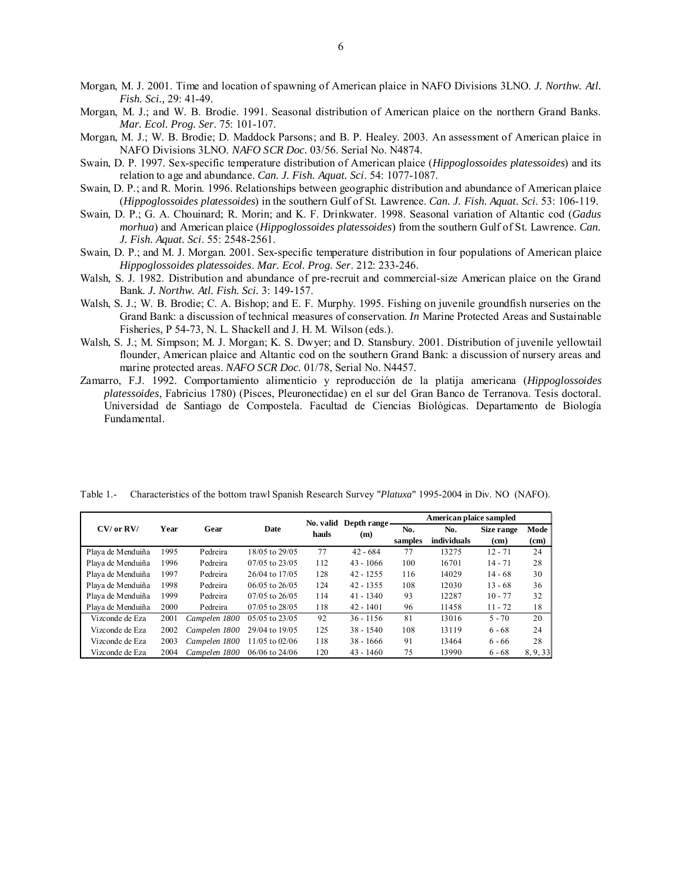Morgan, M. J. 2001. Time and location of spawning of American plaice in NAFO Divisions 3LNO. *J. Northw. Atl. Fish. Sci.,* 29: 41-49.

Morgan, M. J.; and W. B. Brodie. 1991. Seasonal distribution of American plaice on the northern Grand Banks. *Mar. Ecol. Prog. Ser*. 75: 101-107.

Morgan, M. J.; W. B. Brodie; D. Maddock Parsons; and B. P. Healey. 2003. An assessment of American plaice in NAFO Divisions 3LNO. *NAFO SCR Doc.* 03/56. Serial No. N4874.

Swain, D. P. 1997. Sex-specific temperature distribution of American plaice (*Hippoglossoides platessoides*) and its relation to age and abundance. *Can. J. Fish. Aquat. Sci*. 54: 1077-1087.

Swain, D. P.; and R. Morin. 1996. Relationships between geographic distribution and abundance of American plaice (*Hippoglossoides platessoides*) in the southern Gulf of St. Lawrence. *Can. J. Fish. Aquat. Sci*. 53: 106-119.

Swain, D. P.; G. A. Chouinard; R. Morin; and K. F. Drinkwater. 1998. Seasonal variation of Altantic cod (*Gadus morhua*) and American plaice (*Hippoglossoides platessoides*) from the southern Gulf of St. Lawrence. *Can. J. Fish. Aquat. Sci*. 55: 2548-2561.

Swain, D. P.; and M. J. Morgan. 2001. Sex-specific temperature distribution in four populations of American plaice *Hippoglossoides platessoides*. *Mar. Ecol. Prog. Ser*. 212: 233-246.

Walsh, S. J. 1982. Distribution and abundance of pre-recruit and commercial-size American plaice on the Grand Bank. *J. Northw. Atl. Fish. Sci*. 3: 149-157.

Walsh, S. J.; W. B. Brodie; C. A. Bishop; and E. F. Murphy. 1995. Fishing on juvenile groundfish nurseries on the Grand Bank: a discussion of technical measures of conservation. *In* Marine Protected Areas and Sustainable Fisheries, P 54-73, N. L. Shackell and J. H. M. Wilson (eds.).

Walsh, S. J.; M. Simpson; M. J. Morgan; K. S. Dwyer; and D. Stansbury. 2001. Distribution of juvenile yellowtail flounder, American plaice and Altantic cod on the southern Grand Bank: a discussion of nursery areas and marine protected areas. *NAFO SCR Doc.* 01/78, Serial No. N4457.

Zamarro, F.J. 1992. Comportamiento alimenticio y reproducción de la platija americana (*Hippoglossoides platessoides*, Fabricius 1780) (Pisces, Pleuronectidae) en el sur del Gran Banco de Terranova. Tesis doctoral. Universidad de Santiago de Compostela. Facultad de Ciencias Biológicas. Departamento de Biología Fundamental.

Table 1.- Characteristics of the bottom trawl Spanish Research Survey "*Platuxa*" 1995-2004 in Div. NO (NAFO).

| CV/ or RV/ | Year | Gear | Date | No. valid hauls | Depth range (m) | American plaice sampled | | | |
|---|---|---|---|---|---|---|---|---|---|
| | | | | | | No. samples | No. individuals | Size range (cm) | Mode (cm) |
| Playa de Menduiña | 1995 | Pedreira | 18/05 to 29/05 | 77 | 42 - 684 | 77 | 13275 | 12 - 71 | 24 |
| Playa de Menduiña | 1996 | Pedreira | 07/05 to 23/05 | 112 | 43 - 1066 | 100 | 16701 | 14 - 71 | 28 |
| Playa de Menduiña | 1997 | Pedreira | 26/04 to 17/05 | 128 | 42 - 1255 | 116 | 14029 | 14 - 68 | 30 |
| Playa de Menduiña | 1998 | Pedreira | 06/05 to 26/05 | 124 | 42 - 1355 | 108 | 12030 | 13 - 68 | 36 |
| Playa de Menduiña | 1999 | Pedreira | 07/05 to 26/05 | 114 | 41 - 1340 | 93 | 12287 | 10 - 77 | 32 |
| Playa de Menduiña | 2000 | Pedreira | 07/05 to 28/05 | 118 | 42 - 1401 | 96 | 11458 | 11 - 72 | 18 |
| Vizconde de Eza | 2001 | *Campelen 1800* | 05/05 to 23/05 | 92 | 36 - 1156 | 81 | 13016 | 5 - 70 | 20 |
| Vizconde de Eza | 2002 | *Campelen 1800* | 29/04 to 19/05 | 125 | 38 - 1540 | 108 | 13119 | 6 - 68 | 24 |
| Vizconde de Eza | 2003 | *Campelen 1800* | 11/05 to 02/06 | 118 | 38 - 1666 | 91 | 13464 | 6 - 66 | 28 |
| Vizconde de Eza | 2004 | *Campelen 1800* | 06/06 to 24/06 | 120 | 43 - 1460 | 75 | 13990 | 6 - 68 | 8, 9, 33 |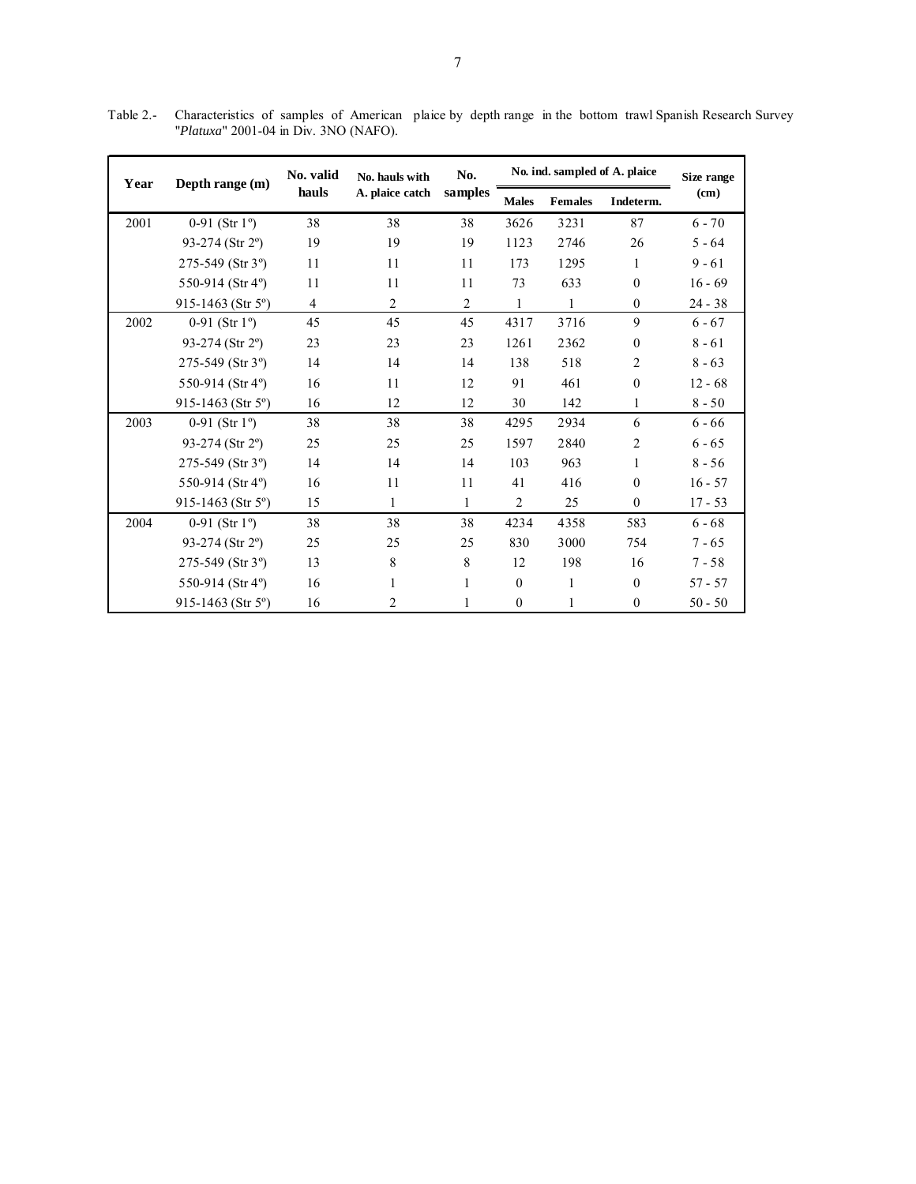Table 2.- Characteristics of samples of American plaice by depth range in the bottom trawl Spanish Research Survey "*Platuxa*" 2001-04 in Div. 3NO (NAFO).

| Year | Depth range (m) | No. valid hauls | No. hauls with A. plaice catch | No. samples | No. ind. sampled of A. plaice | | | Size range (cm) |
|---|---|---|---|---|---|---|---|---|
| | | | | | Males | Females | Indeterm. | |
| 2001 | 0-91 (Str 1º) | 38 | 38 | 38 | 3626 | 3231 | 87 | 6 - 70 |
| | 93-274 (Str 2º) | 19 | 19 | 19 | 1123 | 2746 | 26 | 5 - 64 |
| | 275-549 (Str 3º) | 11 | 11 | 11 | 173 | 1295 | 1 | 9 - 61 |
| | 550-914 (Str 4º) | 11 | 11 | 11 | 73 | 633 | 0 | 16 - 69 |
| | 915-1463 (Str 5º) | 4 | 2 | 2 | 1 | 1 | 0 | 24 - 38 |
| 2002 | 0-91 (Str 1º) | 45 | 45 | 45 | 4317 | 3716 | 9 | 6 - 67 |
| | 93-274 (Str 2º) | 23 | 23 | 23 | 1261 | 2362 | 0 | 8 - 61 |
| | 275-549 (Str 3º) | 14 | 14 | 14 | 138 | 518 | 2 | 8 - 63 |
| | 550-914 (Str 4º) | 16 | 11 | 12 | 91 | 461 | 0 | 12 - 68 |
| | 915-1463 (Str 5º) | 16 | 12 | 12 | 30 | 142 | 1 | 8 - 50 |
| 2003 | 0-91 (Str 1º) | 38 | 38 | 38 | 4295 | 2934 | 6 | 6 - 66 |
| | 93-274 (Str 2º) | 25 | 25 | 25 | 1597 | 2840 | 2 | 6 - 65 |
| | 275-549 (Str 3º) | 14 | 14 | 14 | 103 | 963 | 1 | 8 - 56 |
| | 550-914 (Str 4º) | 16 | 11 | 11 | 41 | 416 | 0 | 16 - 57 |
| | 915-1463 (Str 5º) | 15 | 1 | 1 | 2 | 25 | 0 | 17 - 53 |
| 2004 | 0-91 (Str 1º) | 38 | 38 | 38 | 4234 | 4358 | 583 | 6 - 68 |
| | 93-274 (Str 2º) | 25 | 25 | 25 | 830 | 3000 | 754 | 7 - 65 |
| | 275-549 (Str 3º) | 13 | 8 | 8 | 12 | 198 | 16 | 7 - 58 |
| | 550-914 (Str 4º) | 16 | 1 | 1 | 0 | 1 | 0 | 57 - 57 |
| | 915-1463 (Str 5º) | 16 | 2 | 1 | 0 | 1 | 0 | 50 - 50 |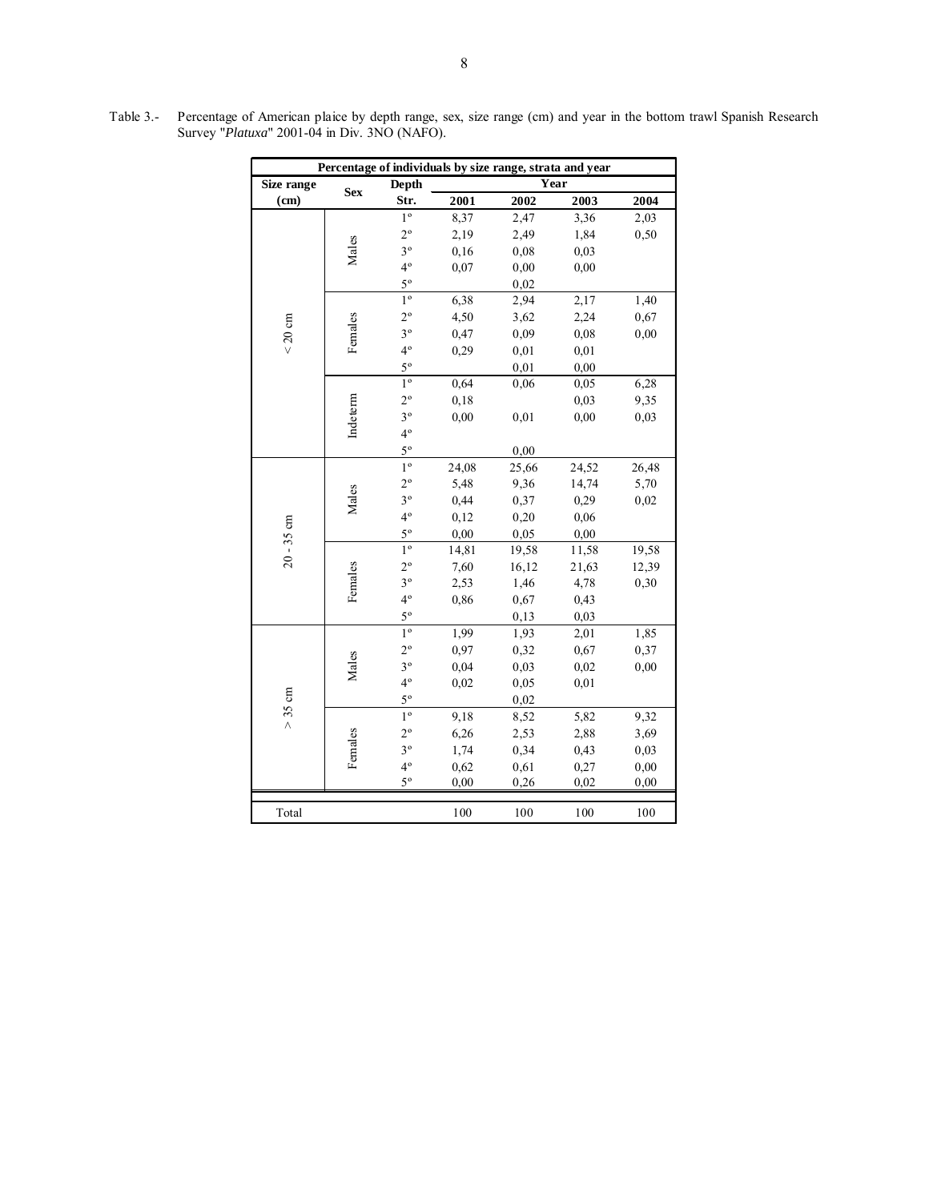Table 3.- Percentage of American plaice by depth range, sex, size range (cm) and year in the bottom trawl Spanish Research Survey "*Platuxa*" 2001-04 in Div. 3NO (NAFO).

| Percentage of individuals by size range, strata and year | | | | | | |
|---|---|---|---|---|---|---|
| **Size range (cm)** | **Sex** | **Depth Str.** | **Year** | | | |
| | | | **2001** | **2002** | **2003** | **2004** |
| < 20 cm | Males | 1º | 8,37 | 2,47 | 3,36 | 2,03 |
| | | 2º | 2,19 | 2,49 | 1,84 | 0,50 |
| | | 3º | 0,16 | 0,08 | 0,03 | |
| | | 4º | 0,07 | 0,00 | 0,00 | |
| | | 5º | | 0,02 | | |
| | Females | 1º | 6,38 | 2,94 | 2,17 | 1,40 |
| | | 2º | 4,50 | 3,62 | 2,24 | 0,67 |
| | | 3º | 0,47 | 0,09 | 0,08 | 0,00 |
| | | 4º | 0,29 | 0,01 | 0,01 | |
| | | 5º | | 0,01 | 0,00 | |
| | Indeterm | 1º | 0,64 | 0,06 | 0,05 | 6,28 |
| | | 2º | 0,18 | | 0,03 | 9,35 |
| | | 3º | 0,00 | 0,01 | 0,00 | 0,03 |
| | | 4º | | | | |
| | | 5º | | 0,00 | | |
| 20 - 35 cm | Males | 1º | 24,08 | 25,66 | 24,52 | 26,48 |
| | | 2º | 5,48 | 9,36 | 14,74 | 5,70 |
| | | 3º | 0,44 | 0,37 | 0,29 | 0,02 |
| | | 4º | 0,12 | 0,20 | 0,06 | |
| | | 5º | 0,00 | 0,05 | 0,00 | |
| | Females | 1º | 14,81 | 19,58 | 11,58 | 19,58 |
| | | 2º | 7,60 | 16,12 | 21,63 | 12,39 |
| | | 3º | 2,53 | 1,46 | 4,78 | 0,30 |
| | | 4º | 0,86 | 0,67 | 0,43 | |
| | | 5º | | 0,13 | 0,03 | |
| > 35 cm | Males | 1º | 1,99 | 1,93 | 2,01 | 1,85 |
| | | 2º | 0,97 | 0,32 | 0,67 | 0,37 |
| | | 3º | 0,04 | 0,03 | 0,02 | 0,00 |
| | | 4º | 0,02 | 0,05 | 0,01 | |
| | | 5º | | 0,02 | | |
| | Females | 1º | 9,18 | 8,52 | 5,82 | 9,32 |
| | | 2º | 6,26 | 2,53 | 2,88 | 3,69 |
| | | 3º | 1,74 | 0,34 | 0,43 | 0,03 |
| | | 4º | 0,62 | 0,61 | 0,27 | 0,00 |
| | | 5º | 0,00 | 0,26 | 0,02 | 0,00 |
| Total | | | 100 | 100 | 100 | 100 |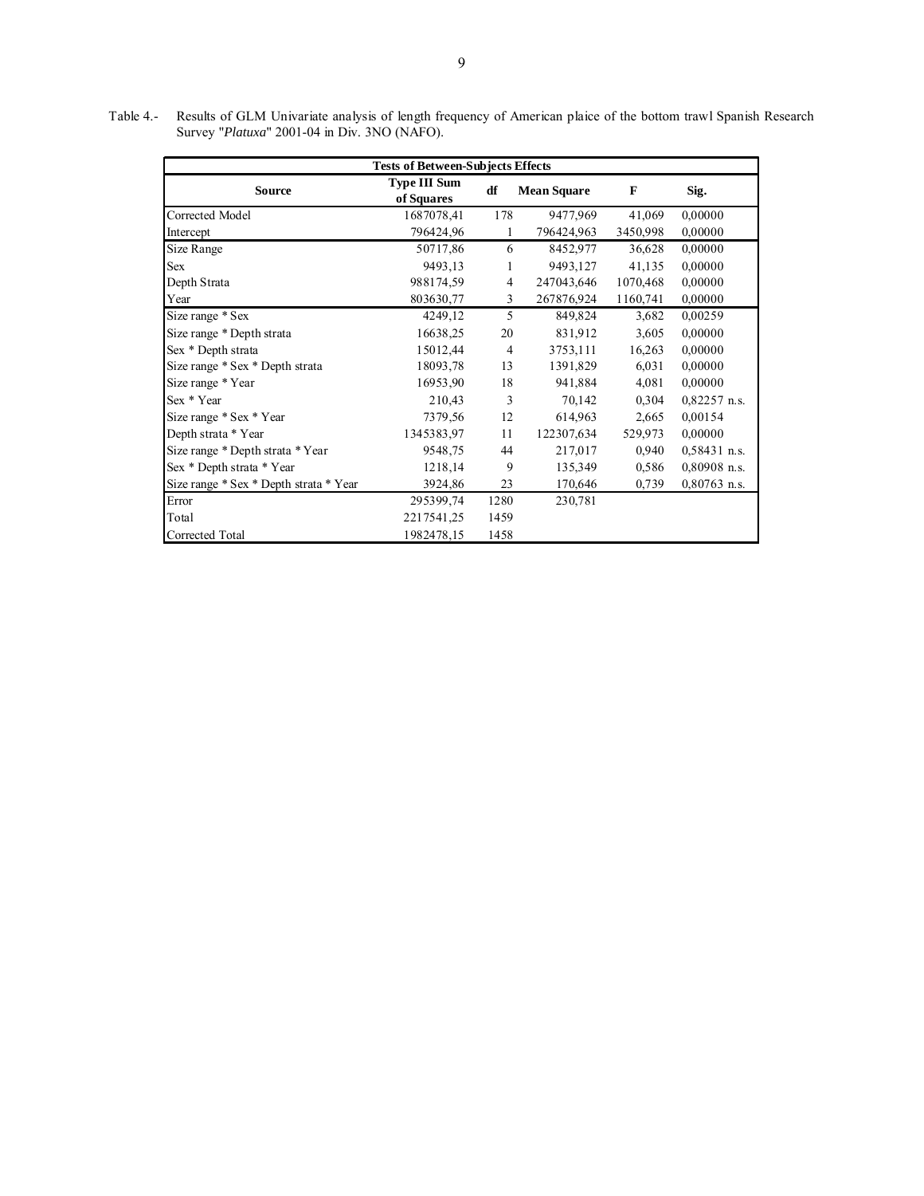Table 4.- Results of GLM Univariate analysis of length frequency of American plaice of the bottom trawl Spanish Research Survey "*Platuxa*" 2001-04 in Div. 3NO (NAFO).

| Tests of Between-Subjects Effects | | | | | |
|---|---|---|---|---|---|
| **Source** | **Type III Sum of Squares** | **df** | **Mean Square** | **F** | **Sig.** |
| Corrected Model | 1687078,41 | 178 | 9477,969 | 41,069 | 0,00000 |
| Intercept | 796424,96 | 1 | 796424,963 | 3450,998 | 0,00000 |
| Size Range | 50717,86 | 6 | 8452,977 | 36,628 | 0,00000 |
| Sex | 9493,13 | 1 | 9493,127 | 41,135 | 0,00000 |
| Depth Strata | 988174,59 | 4 | 247043,646 | 1070,468 | 0,00000 |
| Year | 803630,77 | 3 | 267876,924 | 1160,741 | 0,00000 |
| Size range * Sex | 4249,12 | 5 | 849,824 | 3,682 | 0,00259 |
| Size range * Depth strata | 16638,25 | 20 | 831,912 | 3,605 | 0,00000 |
| Sex * Depth strata | 15012,44 | 4 | 3753,111 | 16,263 | 0,00000 |
| Size range * Sex * Depth strata | 18093,78 | 13 | 1391,829 | 6,031 | 0,00000 |
| Size range * Year | 16953,90 | 18 | 941,884 | 4,081 | 0,00000 |
| Sex * Year | 210,43 | 3 | 70,142 | 0,304 | 0,82257 n.s. |
| Size range * Sex * Year | 7379,56 | 12 | 614,963 | 2,665 | 0,00154 |
| Depth strata * Year | 1345383,97 | 11 | 122307,634 | 529,973 | 0,00000 |
| Size range * Depth strata * Year | 9548,75 | 44 | 217,017 | 0,940 | 0,58431 n.s. |
| Sex * Depth strata * Year | 1218,14 | 9 | 135,349 | 0,586 | 0,80908 n.s. |
| Size range * Sex * Depth strata * Year | 3924,86 | 23 | 170,646 | 0,739 | 0,80763 n.s. |
| Error | 295399,74 | 1280 | 230,781 | | |
| Total | 2217541,25 | 1459 | | | |
| Corrected Total | 1982478,15 | 1458 | | | |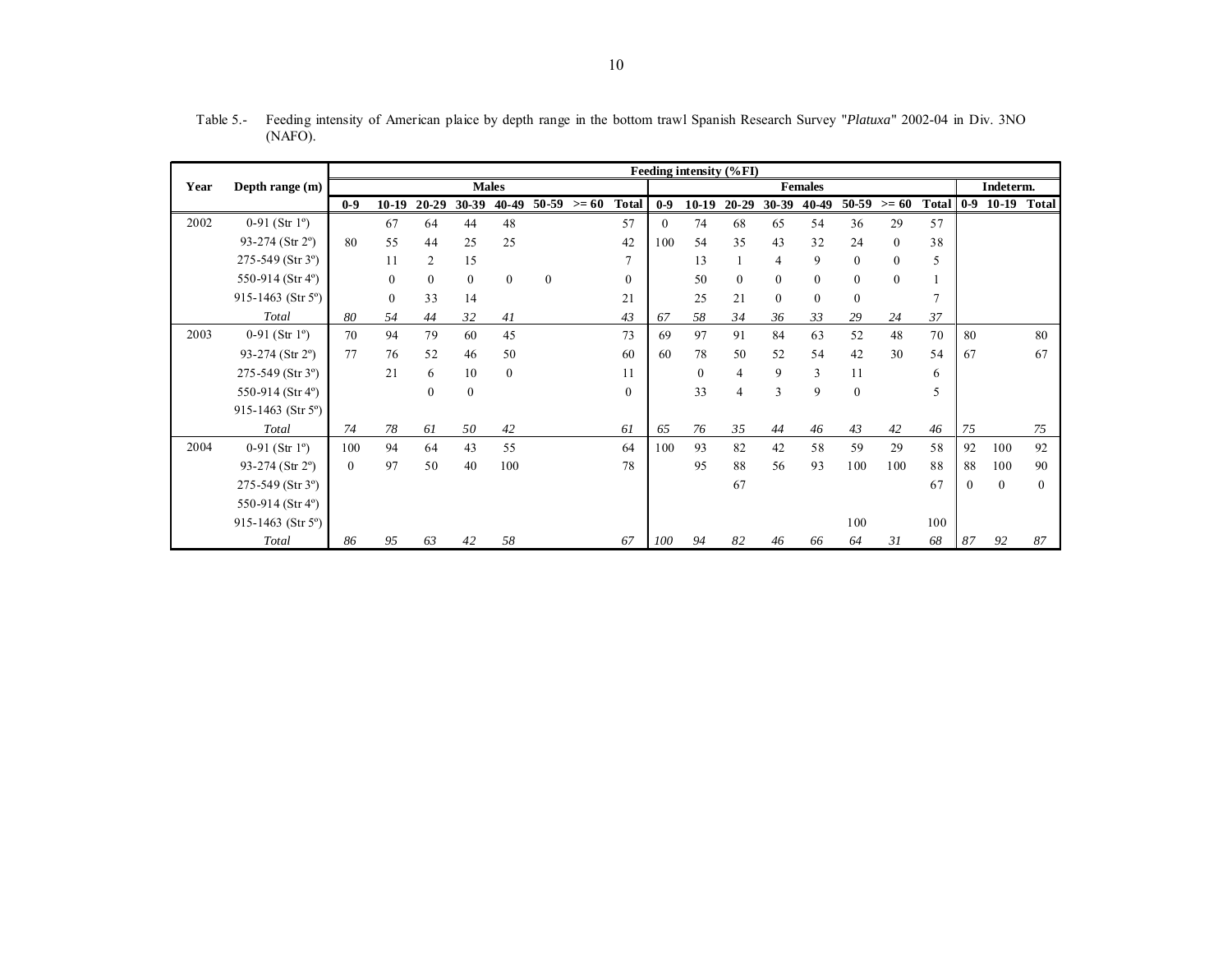Table 5.- Feeding intensity of American plaice by depth range in the bottom trawl Spanish Research Survey "*Platuxa*" 2002-04 in Div. 3NO (NAFO).

| Year | Depth range (m) | Feeding intensity (%FI) | | | | | | | | | | | | | | | | | | |
|---|---|---|---|---|---|---|---|---|---|---|---|---|---|---|---|---|---|---|---|---|
| | | Males | | | | | | | | Females | | | | | | | | Indeterm. | | |
| | | 0-9 | 10-19 | 20-29 | 30-39 | 40-49 | 50-59 | >= 60 | Total | 0-9 | 10-19 | 20-29 | 30-39 | 40-49 | 50-59 | >= 60 | Total | 0-9 | 10-19 | Total |
| 2002 | 0-91 (Str 1º) | | 67 | 64 | 44 | 48 | | | 57 | 0 | 74 | 68 | 65 | 54 | 36 | 29 | 57 | | | |
| | 93-274 (Str 2º) | 80 | 55 | 44 | 25 | 25 | | | 42 | 100 | 54 | 35 | 43 | 32 | 24 | 0 | 38 | | | |
| | 275-549 (Str 3º) | | 11 | 2 | 15 | | | | 7 | | 13 | 1 | 4 | 9 | 0 | 0 | 5 | | | |
| | 550-914 (Str 4º) | | 0 | 0 | 0 | 0 | 0 | | 0 | | 50 | 0 | 0 | 0 | 0 | 0 | 1 | | | |
| | 915-1463 (Str 5º) | | 0 | 33 | 14 | | | | 21 | | 25 | 21 | 0 | 0 | 0 | | 7 | | | |
| | *Total* | *80* | *54* | *44* | *32* | *41* | | | *43* | *67* | *58* | *34* | *36* | *33* | *29* | *24* | *37* | | | |
| 2003 | 0-91 (Str 1º) | 70 | 94 | 79 | 60 | 45 | | | 73 | 69 | 97 | 91 | 84 | 63 | 52 | 48 | 70 | 80 | | 80 |
| | 93-274 (Str 2º) | 77 | 76 | 52 | 46 | 50 | | | 60 | 60 | 78 | 50 | 52 | 54 | 42 | 30 | 54 | 67 | | 67 |
| | 275-549 (Str 3º) | | 21 | 6 | 10 | 0 | | | 11 | | 0 | 4 | 9 | 3 | 11 | | 6 | | | |
| | 550-914 (Str 4º) | | | 0 | 0 | | | | 0 | | 33 | 4 | 3 | 9 | 0 | | 5 | | | |
| | 915-1463 (Str 5º) | | | | | | | | | | | | | | | | | | | |
| | *Total* | *74* | *78* | *61* | *50* | *42* | | | *61* | *65* | *76* | *35* | *44* | *46* | *43* | *42* | *46* | *75* | | *75* |
| 2004 | 0-91 (Str 1º) | 100 | 94 | 64 | 43 | 55 | | | 64 | 100 | 93 | 82 | 42 | 58 | 59 | 29 | 58 | 92 | 100 | 92 |
| | 93-274 (Str 2º) | 0 | 97 | 50 | 40 | 100 | | | 78 | | 95 | 88 | 56 | 93 | 100 | 100 | 88 | 88 | 100 | 90 |
| | 275-549 (Str 3º) | | | | | | | | | | | 67 | | | | | 67 | 0 | 0 | 0 |
| | 550-914 (Str 4º) | | | | | | | | | | | | | | | | | | | |
| | 915-1463 (Str 5º) | | | | | | | | | | | | | | 100 | | 100 | | | |
| | *Total* | *86* | *95* | *63* | *42* | *58* | | | *67* | *100* | *94* | *82* | *46* | *66* | *64* | *31* | *68* | *87* | *92* | *87* |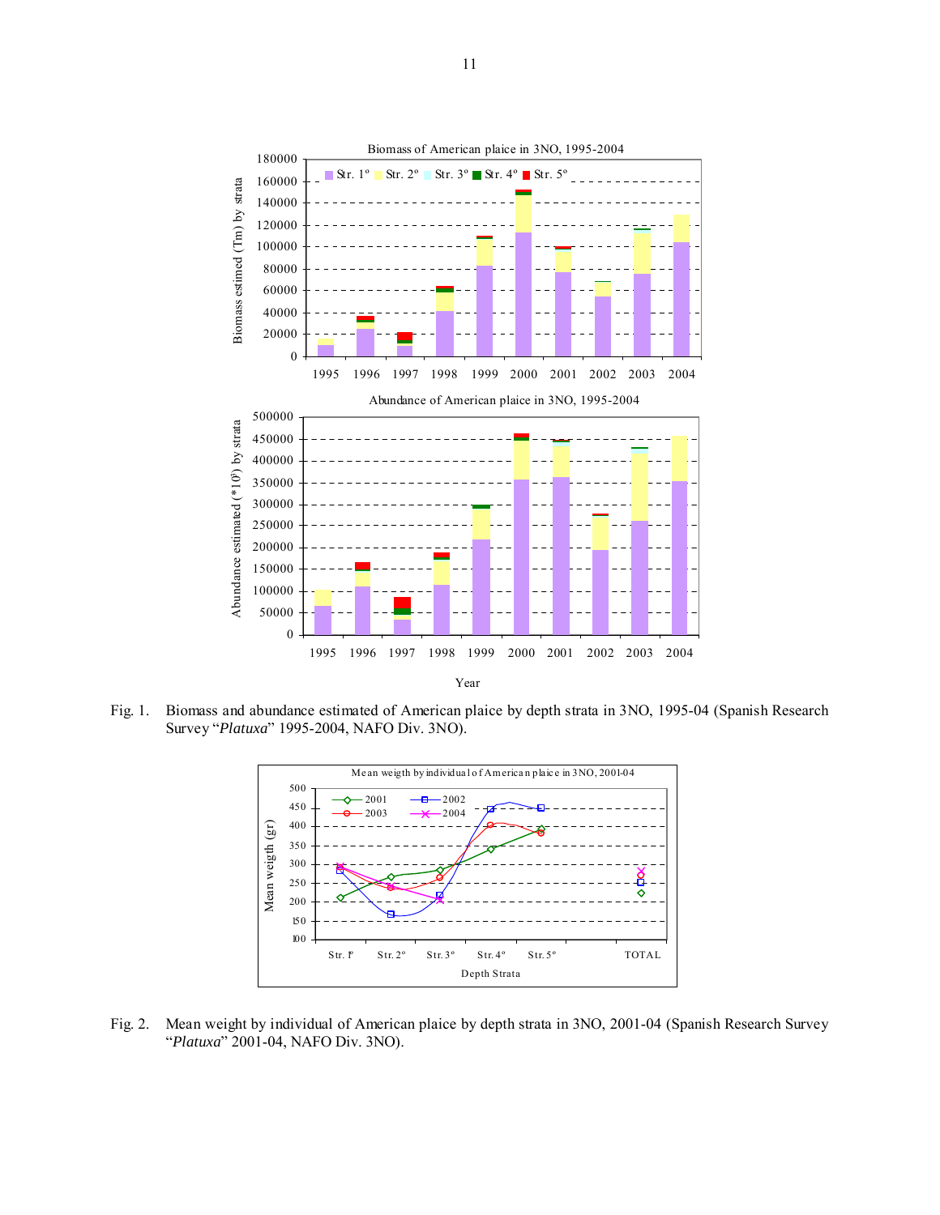Fig. 1. Biomass and abundance estimated of American plaice by depth strata in 3NO, 1995-04 (Spanish Research Survey "*Platuxa*" 1995-2004, NAFO Div. 3NO).

Fig. 2. Mean weight by individual of American plaice by depth strata in 3NO, 2001-04 (Spanish Research Survey "*Platuxa*" 2001-04, NAFO Div. 3NO).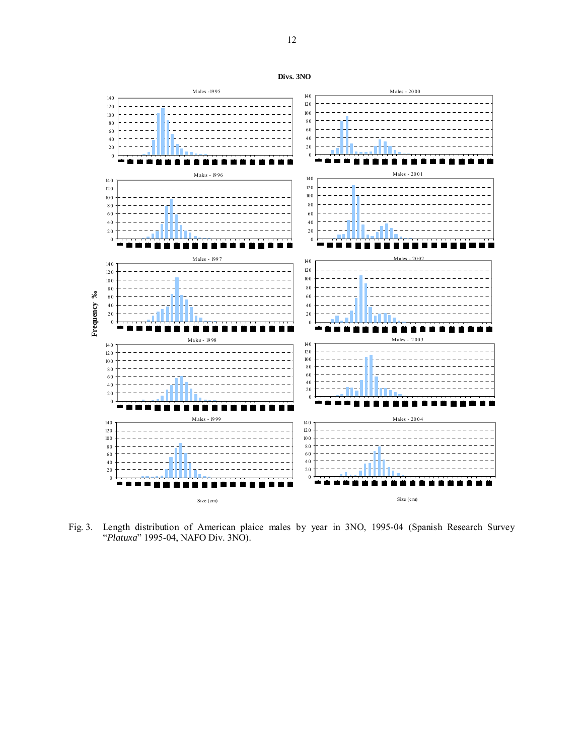**Divs. 3NO**

Males - 1995

Males - 2000

Males - 1996

Males - 2001

Males - 1997

Males - 2002

Males - 1998

Males - 2003

Males - 1999

Males - 2004

Frequency ‰

Size (cm)

Size (cm)

Fig. 3. Length distribution of American plaice males by year in 3NO, 1995-04 (Spanish Research Survey "*Platuxa*" 1995-04, NAFO Div. 3NO).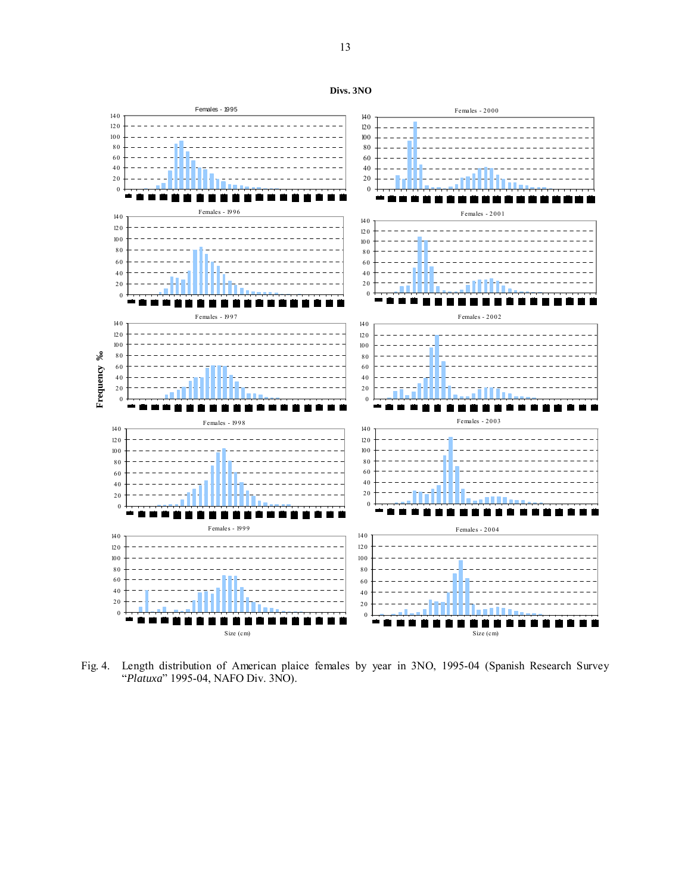**Divs. 3NO**

Fig. 4. Length distribution of American plaice females by year in 3NO, 1995-04 (Spanish Research Survey "*Platuxa*" 1995-04, NAFO Div. 3NO).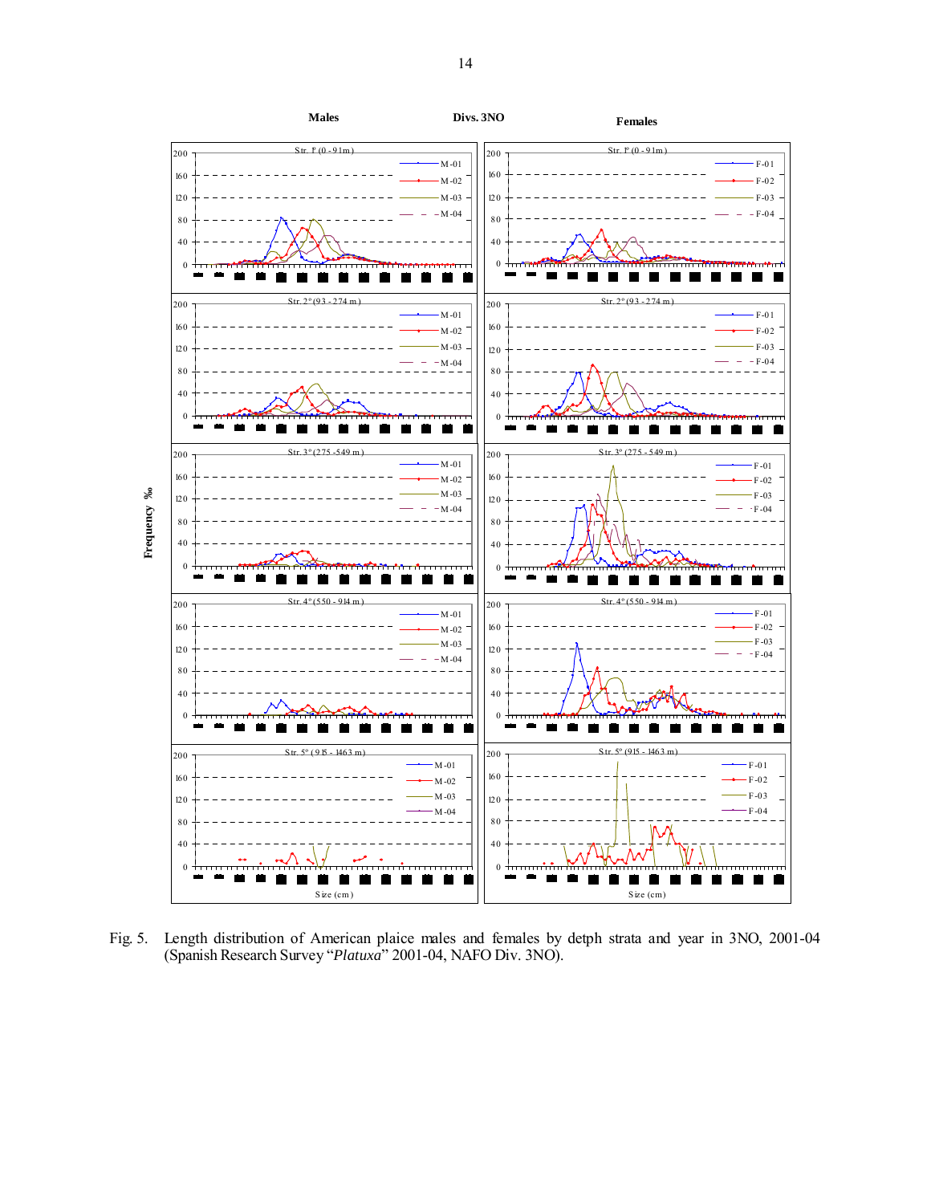Fig. 5. Length distribution of American plaice males and females by detph strata and year in 3NO, 2001-04 (Spanish Research Survey "*Platuxa*" 2001-04, NAFO Div. 3NO).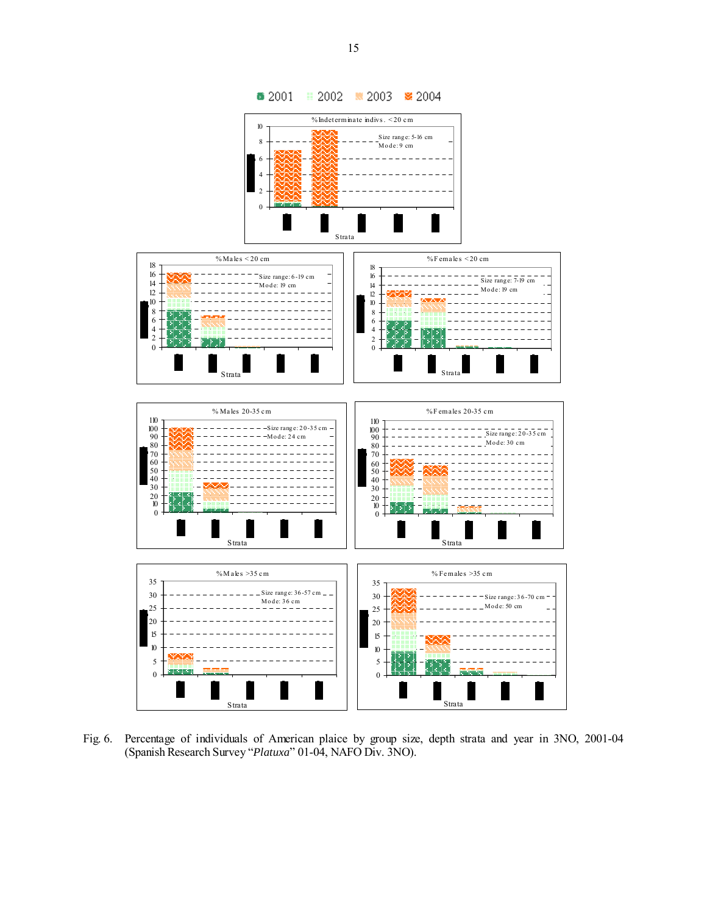Fig. 6. Percentage of individuals of American plaice by group size, depth strata and year in 3NO, 2001-04 (Spanish Research Survey "*Platuxa*" 01-04, NAFO Div. 3NO).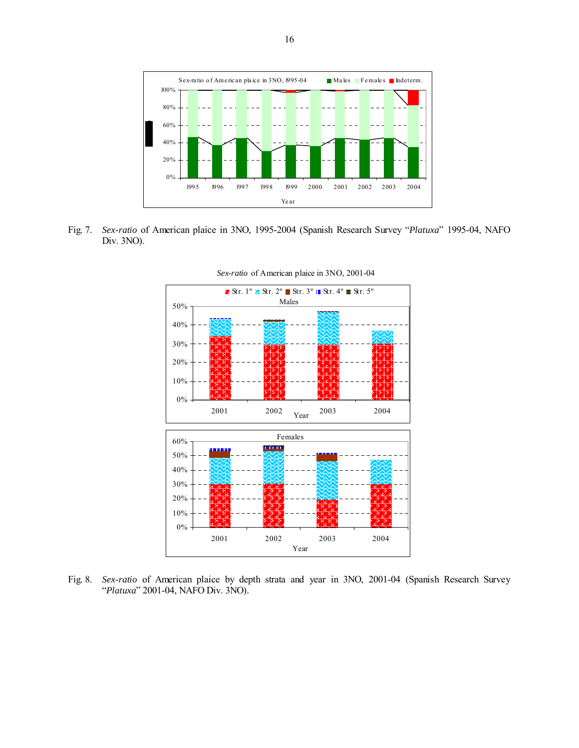Sex-ratio of American plaice in 3NO, 1995-04

Males Females Indeterm.

100%
80%
60%
40%
20%
0%

1995 1996 1997 1998 1999 2000 2001 2002 2003 2004

Year

Fig. 7. *Sex-ratio* of American plaice in 3NO, 1995-2004 (Spanish Research Survey "*Platuxa*" 1995-04, NAFO Div. 3NO).

*Sex-ratio* of American plaice in 3NO, 2001-04

Str. 1º Str. 2º Str. 3º Str. 4º Str. 5º

Males

50%
40%
30%
20%
10%
0%

2001 2002 2003 2004

Year

Females

60%
50%
40%
30%
20%
10%
0%

2001 2002 2003 2004

Year

Fig. 8. *Sex-ratio* of American plaice by depth strata and year in 3NO, 2001-04 (Spanish Research Survey "*Platuxa*" 2001-04, NAFO Div. 3NO).